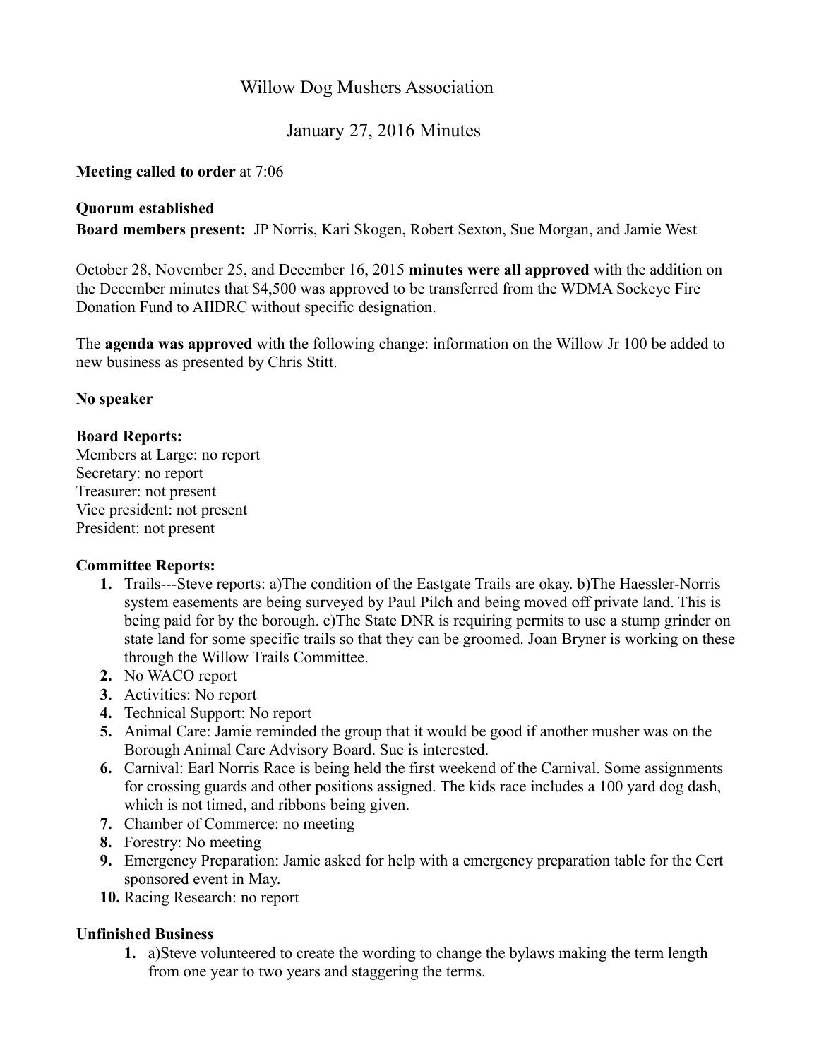# Willow Dog Mushers Association

## January 27, 2016 Minutes

**Meeting called to order** at 7:06

**Quorum established**

**Board members present:** JP Norris, Kari Skogen, Robert Sexton, Sue Morgan, and Jamie West

October 28, November 25, and December 16, 2015 **minutes were all approved** with the addition on the December minutes that $4,500 was approved to be transferred from the WDMA Sockeye Fire Donation Fund to AIIDRC without specific designation.

The **agenda was approved** with the following change: information on the Willow Jr 100 be added to new business as presented by Chris Stitt.

**No speaker**

**Board Reports:**

Members at Large: no report
Secretary: no report
Treasurer: not present
Vice president: not present
President: not present

**Committee Reports:**

1. Trails---Steve reports: a)The condition of the Eastgate Trails are okay. b)The Haessler-Norris system easements are being surveyed by Paul Pilch and being moved off private land. This is being paid for by the borough. c)The State DNR is requiring permits to use a stump grinder on state land for some specific trails so that they can be groomed. Joan Bryner is working on these through the Willow Trails Committee.
2. No WACO report
3. Activities: No report
4. Technical Support: No report
5. Animal Care: Jamie reminded the group that it would be good if another musher was on the Borough Animal Care Advisory Board. Sue is interested.
6. Carnival: Earl Norris Race is being held the first weekend of the Carnival. Some assignments for crossing guards and other positions assigned. The kids race includes a 100 yard dog dash, which is not timed, and ribbons being given.
7. Chamber of Commerce: no meeting
8. Forestry: No meeting
9. Emergency Preparation: Jamie asked for help with a emergency preparation table for the Cert sponsored event in May.
10. Racing Research: no report

**Unfinished Business**

1. a)Steve volunteered to create the wording to change the bylaws making the term length from one year to two years and staggering the terms.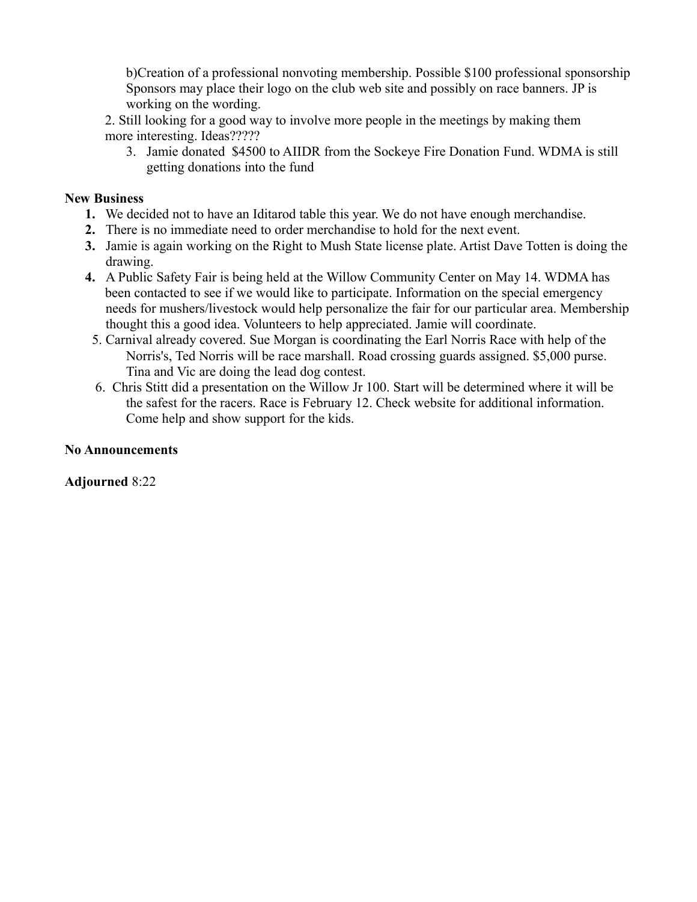b)Creation of a professional nonvoting membership. Possible $100 professional sponsorship Sponsors may place their logo on the club web site and possibly on race banners. JP is working on the wording.

2. Still looking for a good way to involve more people in the meetings by making them more interesting. Ideas?????
3. Jamie donated $4500 to AIIDR from the Sockeye Fire Donation Fund. WDMA is still getting donations into the fund

**New Business**

1. We decided not to have an Iditarod table this year. We do not have enough merchandise.
2. There is no immediate need to order merchandise to hold for the next event.
3. Jamie is again working on the Right to Mush State license plate. Artist Dave Totten is doing the drawing.
4. A Public Safety Fair is being held at the Willow Community Center on May 14. WDMA has been contacted to see if we would like to participate. Information on the special emergency needs for mushers/livestock would help personalize the fair for our particular area. Membership thought this a good idea. Volunteers to help appreciated. Jamie will coordinate.
5. Carnival already covered. Sue Morgan is coordinating the Earl Norris Race with help of the Norris's, Ted Norris will be race marshall. Road crossing guards assigned. $5,000 purse. Tina and Vic are doing the lead dog contest.
6. Chris Stitt did a presentation on the Willow Jr 100. Start will be determined where it will be the safest for the racers. Race is February 12. Check website for additional information. Come help and show support for the kids.

**No Announcements**

**Adjourned** 8:22